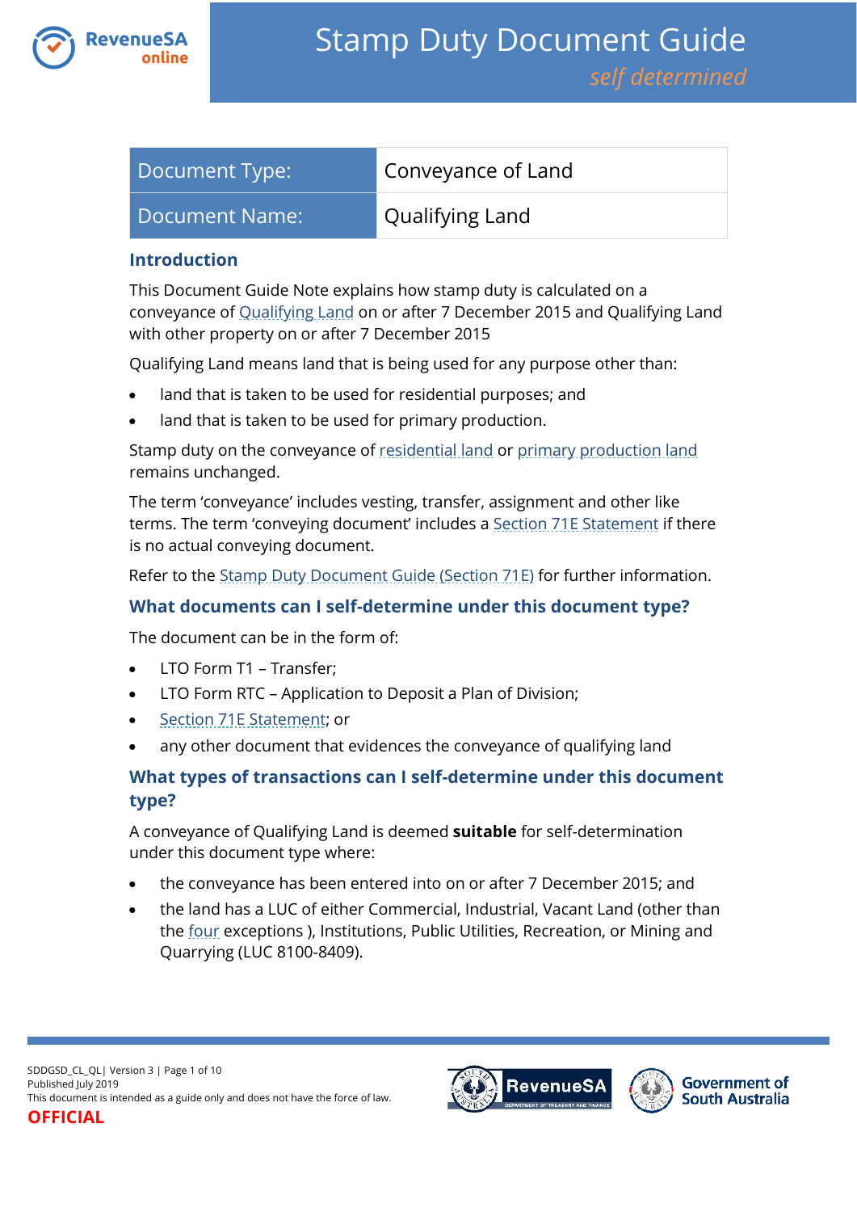# Stamp Duty Document Guide

*self determined*

| Document Type: | Conveyance of Land |
| --- | --- |
| Document Name: | Qualifying Land |

## Introduction

This Document Guide Note explains how stamp duty is calculated on a conveyance of Qualifying Land on or after 7 December 2015 and Qualifying Land with other property on or after 7 December 2015

Qualifying Land means land that is being used for any purpose other than:

- land that is taken to be used for residential purposes; and
- land that is taken to be used for primary production.

Stamp duty on the conveyance of residential land or primary production land remains unchanged.

The term 'conveyance' includes vesting, transfer, assignment and other like terms. The term 'conveying document' includes a Section 71E Statement if there is no actual conveying document.

Refer to the Stamp Duty Document Guide (Section 71E) for further information.

## What documents can I self-determine under this document type?

The document can be in the form of:

- LTO Form T1 – Transfer;
- LTO Form RTC – Application to Deposit a Plan of Division;
- Section 71E Statement; or
- any other document that evidences the conveyance of qualifying land

## What types of transactions can I self-determine under this document type?

A conveyance of Qualifying Land is deemed **suitable** for self-determination under this document type where:

- the conveyance has been entered into on or after 7 December 2015; and
- the land has a LUC of either Commercial, Industrial, Vacant Land (other than the four exceptions ), Institutions, Public Utilities, Recreation, or Mining and Quarrying (LUC 8100-8409).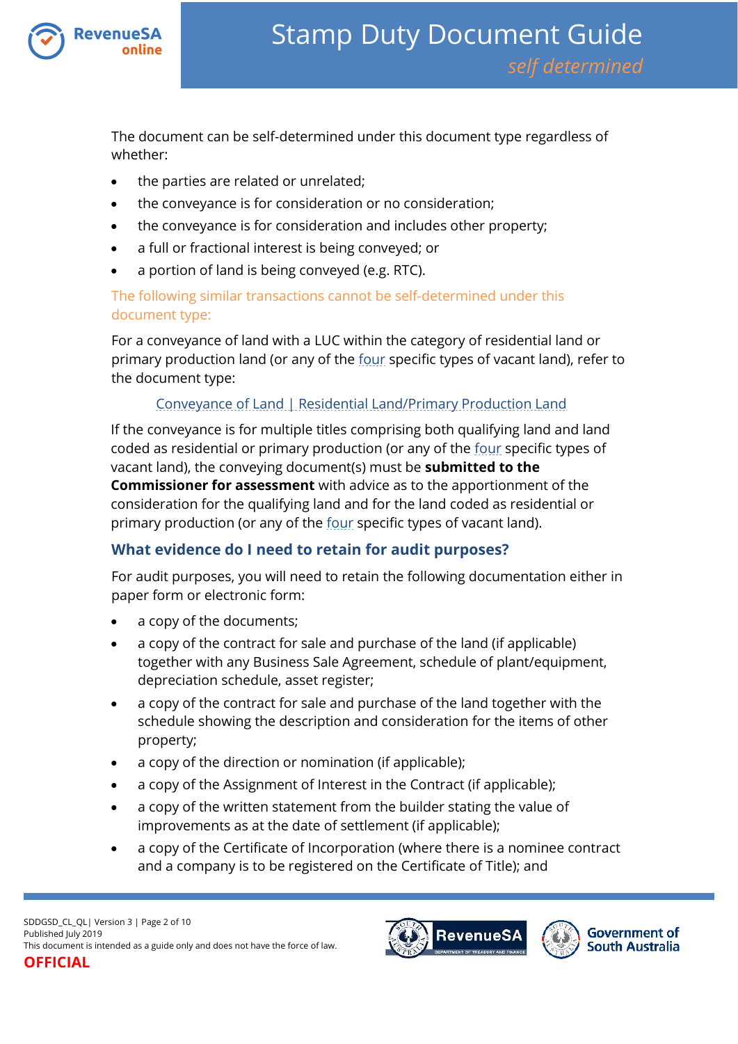The document can be self-determined under this document type regardless of whether:

- the parties are related or unrelated;
- the conveyance is for consideration or no consideration;
- the conveyance is for consideration and includes other property;
- a full or fractional interest is being conveyed; or
- a portion of land is being conveyed (e.g. RTC).

The following similar transactions cannot be self-determined under this document type:

For a conveyance of land with a LUC within the category of residential land or primary production land (or any of the four specific types of vacant land), refer to the document type:

Conveyance of Land | Residential Land/Primary Production Land

If the conveyance is for multiple titles comprising both qualifying land and land coded as residential or primary production (or any of the four specific types of vacant land), the conveying document(s) must be **submitted to the Commissioner for assessment** with advice as to the apportionment of the consideration for the qualifying land and for the land coded as residential or primary production (or any of the four specific types of vacant land).

## What evidence do I need to retain for audit purposes?

For audit purposes, you will need to retain the following documentation either in paper form or electronic form:

- a copy of the documents;
- a copy of the contract for sale and purchase of the land (if applicable) together with any Business Sale Agreement, schedule of plant/equipment, depreciation schedule, asset register;
- a copy of the contract for sale and purchase of the land together with the schedule showing the description and consideration for the items of other property;
- a copy of the direction or nomination (if applicable);
- a copy of the Assignment of Interest in the Contract (if applicable);
- a copy of the written statement from the builder stating the value of improvements as at the date of settlement (if applicable);
- a copy of the Certificate of Incorporation (where there is a nominee contract and a company is to be registered on the Certificate of Title); and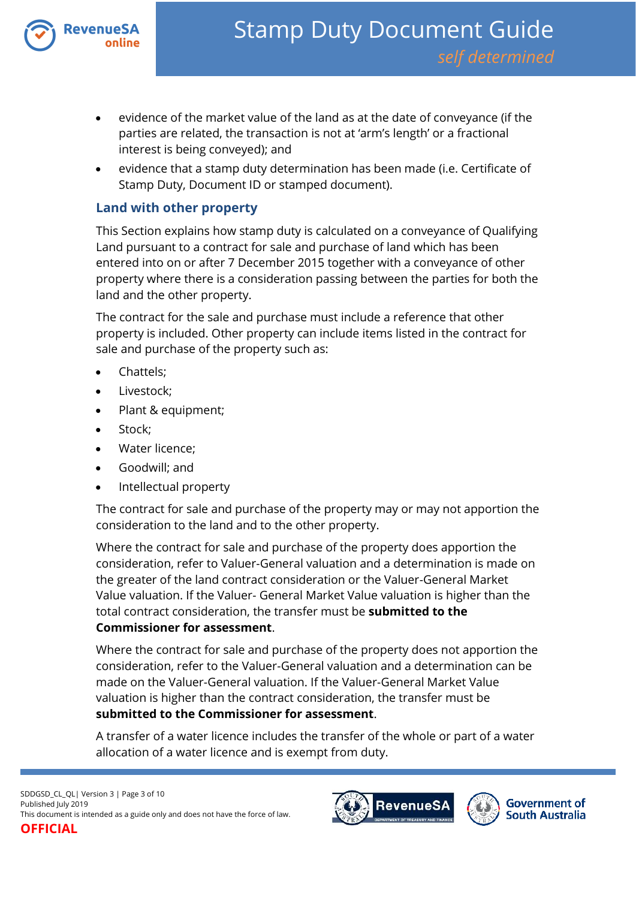- evidence of the market value of the land as at the date of conveyance (if the parties are related, the transaction is not at 'arm's length' or a fractional interest is being conveyed); and
- evidence that a stamp duty determination has been made (i.e. Certificate of Stamp Duty, Document ID or stamped document).

### Land with other property

This Section explains how stamp duty is calculated on a conveyance of Qualifying Land pursuant to a contract for sale and purchase of land which has been entered into on or after 7 December 2015 together with a conveyance of other property where there is a consideration passing between the parties for both the land and the other property.

The contract for the sale and purchase must include a reference that other property is included. Other property can include items listed in the contract for sale and purchase of the property such as:

- Chattels;
- Livestock;
- Plant & equipment;
- Stock;
- Water licence;
- Goodwill; and
- Intellectual property

The contract for sale and purchase of the property may or may not apportion the consideration to the land and to the other property.

Where the contract for sale and purchase of the property does apportion the consideration, refer to Valuer-General valuation and a determination is made on the greater of the land contract consideration or the Valuer-General Market Value valuation. If the Valuer- General Market Value valuation is higher than the total contract consideration, the transfer must be **submitted to the Commissioner for assessment**.

Where the contract for sale and purchase of the property does not apportion the consideration, refer to the Valuer-General valuation and a determination can be made on the Valuer-General valuation. If the Valuer-General Market Value valuation is higher than the contract consideration, the transfer must be **submitted to the Commissioner for assessment**.

A transfer of a water licence includes the transfer of the whole or part of a water allocation of a water licence and is exempt from duty.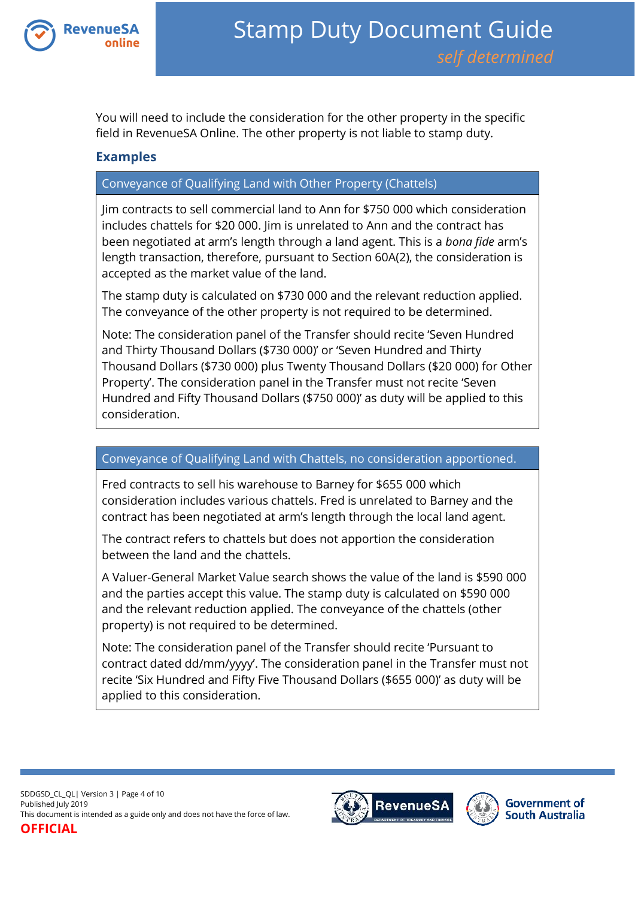You will need to include the consideration for the other property in the specific field in RevenueSA Online. The other property is not liable to stamp duty.

### Examples

| Conveyance of Qualifying Land with Other Property (Chattels) |
|---|
| Jim contracts to sell commercial land to Ann for $750 000 which consideration includes chattels for $20 000. Jim is unrelated to Ann and the contract has been negotiated at arm's length through a land agent. This is a *bona fide* arm's length transaction, therefore, pursuant to Section 60A(2), the consideration is accepted as the market value of the land.<br><br>The stamp duty is calculated on $730 000 and the relevant reduction applied. The conveyance of the other property is not required to be determined.<br><br>Note: The consideration panel of the Transfer should recite 'Seven Hundred and Thirty Thousand Dollars ($730 000)' or 'Seven Hundred and Thirty Thousand Dollars ($730 000) plus Twenty Thousand Dollars ($20 000) for Other Property'. The consideration panel in the Transfer must not recite 'Seven Hundred and Fifty Thousand Dollars ($750 000)' as duty will be applied to this consideration. |

| Conveyance of Qualifying Land with Chattels, no consideration apportioned. |
|---|
| Fred contracts to sell his warehouse to Barney for $655 000 which consideration includes various chattels. Fred is unrelated to Barney and the contract has been negotiated at arm's length through the local land agent.<br><br>The contract refers to chattels but does not apportion the consideration between the land and the chattels.<br><br>A Valuer-General Market Value search shows the value of the land is $590 000 and the parties accept this value. The stamp duty is calculated on $590 000 and the relevant reduction applied. The conveyance of the chattels (other property) is not required to be determined.<br><br>Note: The consideration panel of the Transfer should recite 'Pursuant to contract dated dd/mm/yyyy'. The consideration panel in the Transfer must not recite 'Six Hundred and Fifty Five Thousand Dollars ($655 000)' as duty will be applied to this consideration. |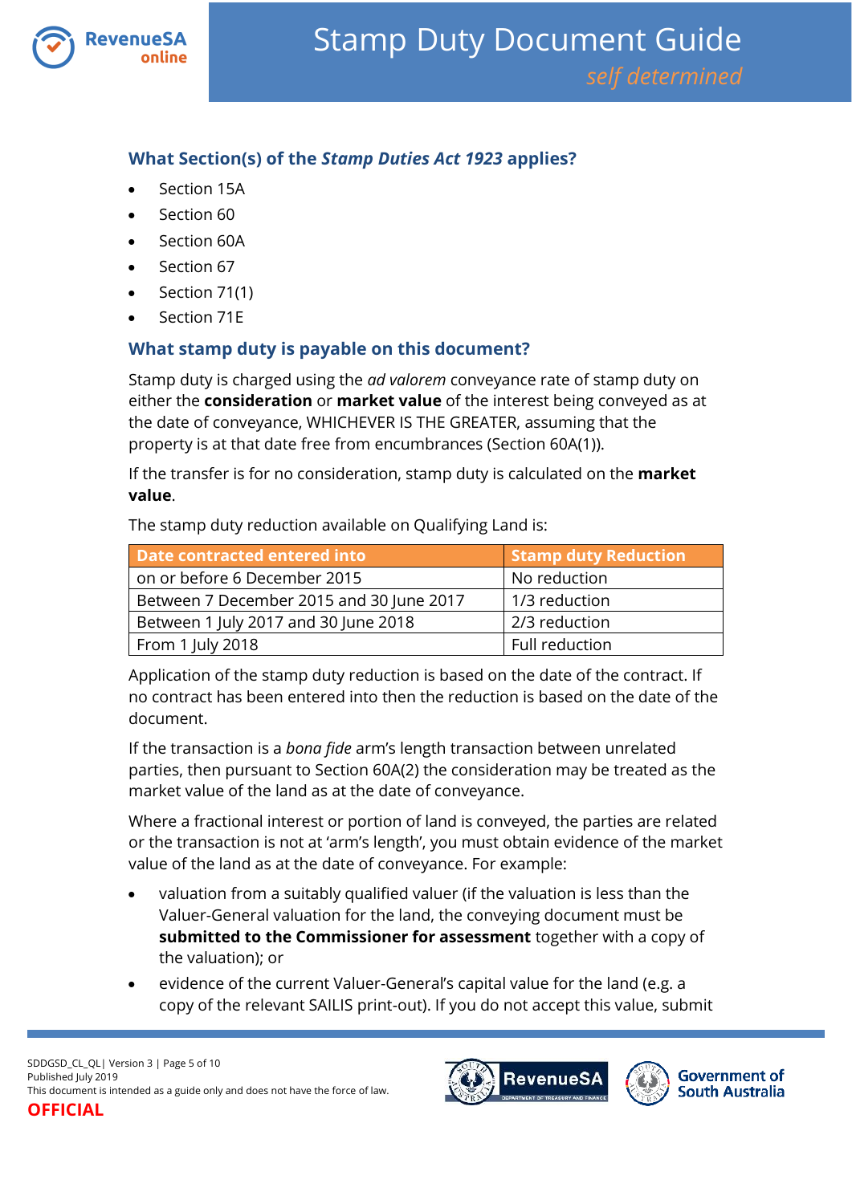## What Section(s) of the *Stamp Duties Act 1923* applies?

- Section 15A
- Section 60
- Section 60A
- Section 67
- Section 71(1)
- Section 71E

## What stamp duty is payable on this document?

Stamp duty is charged using the *ad valorem* conveyance rate of stamp duty on either the **consideration** or **market value** of the interest being conveyed as at the date of conveyance, WHICHEVER IS THE GREATER, assuming that the property is at that date free from encumbrances (Section 60A(1)).

If the transfer is for no consideration, stamp duty is calculated on the **market value**.

The stamp duty reduction available on Qualifying Land is:

| Date contracted entered into | Stamp duty Reduction |
|---|---|
| on or before 6 December 2015 | No reduction |
| Between 7 December 2015 and 30 June 2017 | 1/3 reduction |
| Between 1 July 2017 and 30 June 2018 | 2/3 reduction |
| From 1 July 2018 | Full reduction |

Application of the stamp duty reduction is based on the date of the contract. If no contract has been entered into then the reduction is based on the date of the document.

If the transaction is a *bona fide* arm's length transaction between unrelated parties, then pursuant to Section 60A(2) the consideration may be treated as the market value of the land as at the date of conveyance.

Where a fractional interest or portion of land is conveyed, the parties are related or the transaction is not at 'arm's length', you must obtain evidence of the market value of the land as at the date of conveyance. For example:

- valuation from a suitably qualified valuer (if the valuation is less than the Valuer-General valuation for the land, the conveying document must be **submitted to the Commissioner for assessment** together with a copy of the valuation); or
- evidence of the current Valuer-General's capital value for the land (e.g. a copy of the relevant SAILIS print-out). If you do not accept this value, submit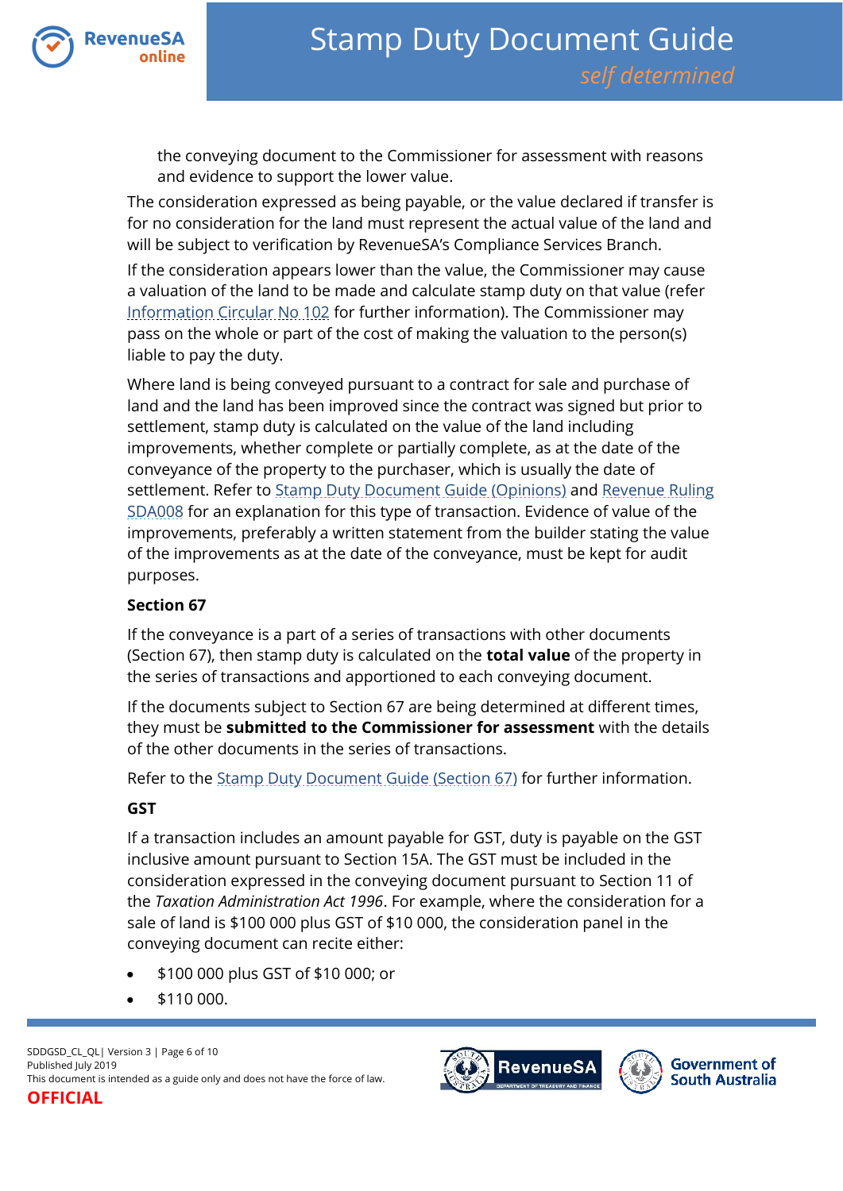the conveying document to the Commissioner for assessment with reasons and evidence to support the lower value.

The consideration expressed as being payable, or the value declared if transfer is for no consideration for the land must represent the actual value of the land and will be subject to verification by RevenueSA's Compliance Services Branch.

If the consideration appears lower than the value, the Commissioner may cause a valuation of the land to be made and calculate stamp duty on that value (refer Information Circular No 102 for further information). The Commissioner may pass on the whole or part of the cost of making the valuation to the person(s) liable to pay the duty.

Where land is being conveyed pursuant to a contract for sale and purchase of land and the land has been improved since the contract was signed but prior to settlement, stamp duty is calculated on the value of the land including improvements, whether complete or partially complete, as at the date of the conveyance of the property to the purchaser, which is usually the date of settlement. Refer to Stamp Duty Document Guide (Opinions) and Revenue Ruling SDA008 for an explanation for this type of transaction. Evidence of value of the improvements, preferably a written statement from the builder stating the value of the improvements as at the date of the conveyance, must be kept for audit purposes.

**Section 67**

If the conveyance is a part of a series of transactions with other documents (Section 67), then stamp duty is calculated on the **total value** of the property in the series of transactions and apportioned to each conveying document.

If the documents subject to Section 67 are being determined at different times, they must be **submitted to the Commissioner for assessment** with the details of the other documents in the series of transactions.

Refer to the Stamp Duty Document Guide (Section 67) for further information.

**GST**

If a transaction includes an amount payable for GST, duty is payable on the GST inclusive amount pursuant to Section 15A. The GST must be included in the consideration expressed in the conveying document pursuant to Section 11 of the *Taxation Administration Act 1996*. For example, where the consideration for a sale of land is $100 000 plus GST of $10 000, the consideration panel in the conveying document can recite either:

- $100 000 plus GST of $10 000; or
- $110 000.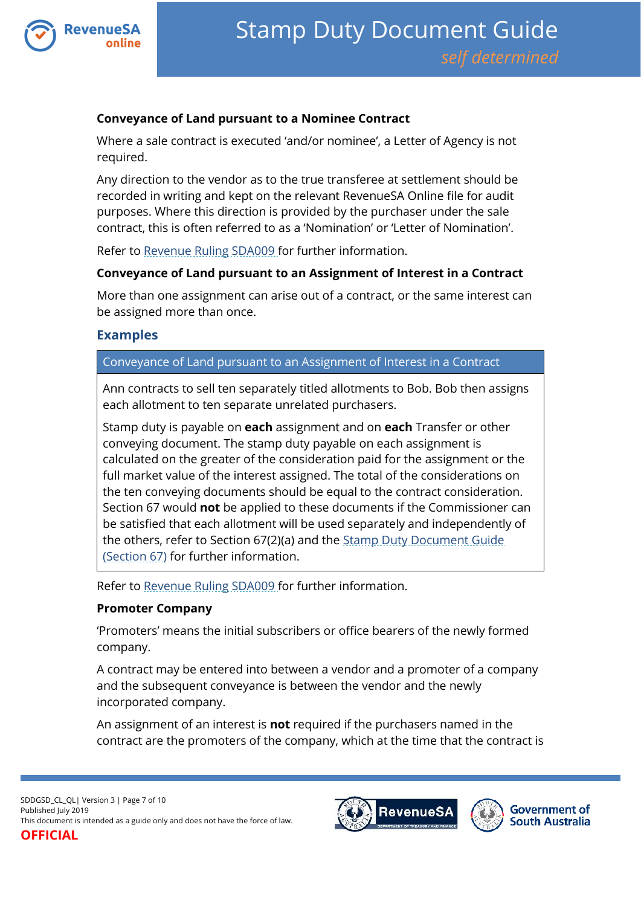**Conveyance of Land pursuant to a Nominee Contract**

Where a sale contract is executed 'and/or nominee', a Letter of Agency is not required.

Any direction to the vendor as to the true transferee at settlement should be recorded in writing and kept on the relevant RevenueSA Online file for audit purposes. Where this direction is provided by the purchaser under the sale contract, this is often referred to as a 'Nomination' or 'Letter of Nomination'.

Refer to Revenue Ruling SDA009 for further information.

**Conveyance of Land pursuant to an Assignment of Interest in a Contract**

More than one assignment can arise out of a contract, or the same interest can be assigned more than once.

## Examples

| Conveyance of Land pursuant to an Assignment of Interest in a Contract |
|---|
| Ann contracts to sell ten separately titled allotments to Bob. Bob then assigns each allotment to ten separate unrelated purchasers.<br><br>Stamp duty is payable on **each** assignment and on **each** Transfer or other conveying document. The stamp duty payable on each assignment is calculated on the greater of the consideration paid for the assignment or the full market value of the interest assigned. The total of the considerations on the ten conveying documents should be equal to the contract consideration. Section 67 would **not** be applied to these documents if the Commissioner can be satisfied that each allotment will be used separately and independently of the others, refer to Section 67(2)(a) and the Stamp Duty Document Guide (Section 67) for further information. |

Refer to Revenue Ruling SDA009 for further information.

**Promoter Company**

'Promoters' means the initial subscribers or office bearers of the newly formed company.

A contract may be entered into between a vendor and a promoter of a company and the subsequent conveyance is between the vendor and the newly incorporated company.

An assignment of an interest is **not** required if the purchasers named in the contract are the promoters of the company, which at the time that the contract is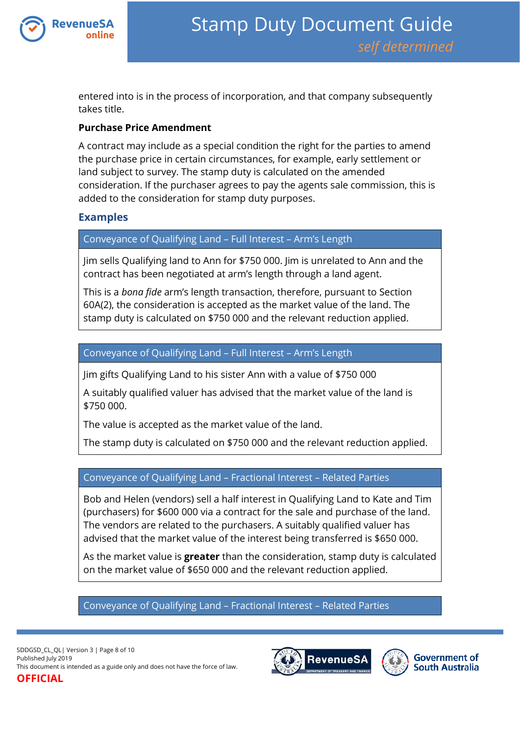entered into is in the process of incorporation, and that company subsequently takes title.

**Purchase Price Amendment**

A contract may include as a special condition the right for the parties to amend the purchase price in certain circumstances, for example, early settlement or land subject to survey. The stamp duty is calculated on the amended consideration. If the purchaser agrees to pay the agents sale commission, this is added to the consideration for stamp duty purposes.

## Examples

| Conveyance of Qualifying Land – Full Interest – Arm's Length |
| --- |
| Jim sells Qualifying land to Ann for $750 000. Jim is unrelated to Ann and the contract has been negotiated at arm's length through a land agent.<br><br>This is a *bona fide* arm's length transaction, therefore, pursuant to Section 60A(2), the consideration is accepted as the market value of the land. The stamp duty is calculated on $750 000 and the relevant reduction applied. |

| Conveyance of Qualifying Land – Full Interest – Arm's Length |
| --- |
| Jim gifts Qualifying Land to his sister Ann with a value of $750 000<br><br>A suitably qualified valuer has advised that the market value of the land is $750 000.<br><br>The value is accepted as the market value of the land.<br><br>The stamp duty is calculated on $750 000 and the relevant reduction applied. |

| Conveyance of Qualifying Land – Fractional Interest – Related Parties |
| --- |
| Bob and Helen (vendors) sell a half interest in Qualifying Land to Kate and Tim (purchasers) for $600 000 via a contract for the sale and purchase of the land. The vendors are related to the purchasers. A suitably qualified valuer has advised that the market value of the interest being transferred is $650 000.<br><br>As the market value is **greater** than the consideration, stamp duty is calculated on the market value of $650 000 and the relevant reduction applied. |

| Conveyance of Qualifying Land – Fractional Interest – Related Parties |
| --- |

OFFICIAL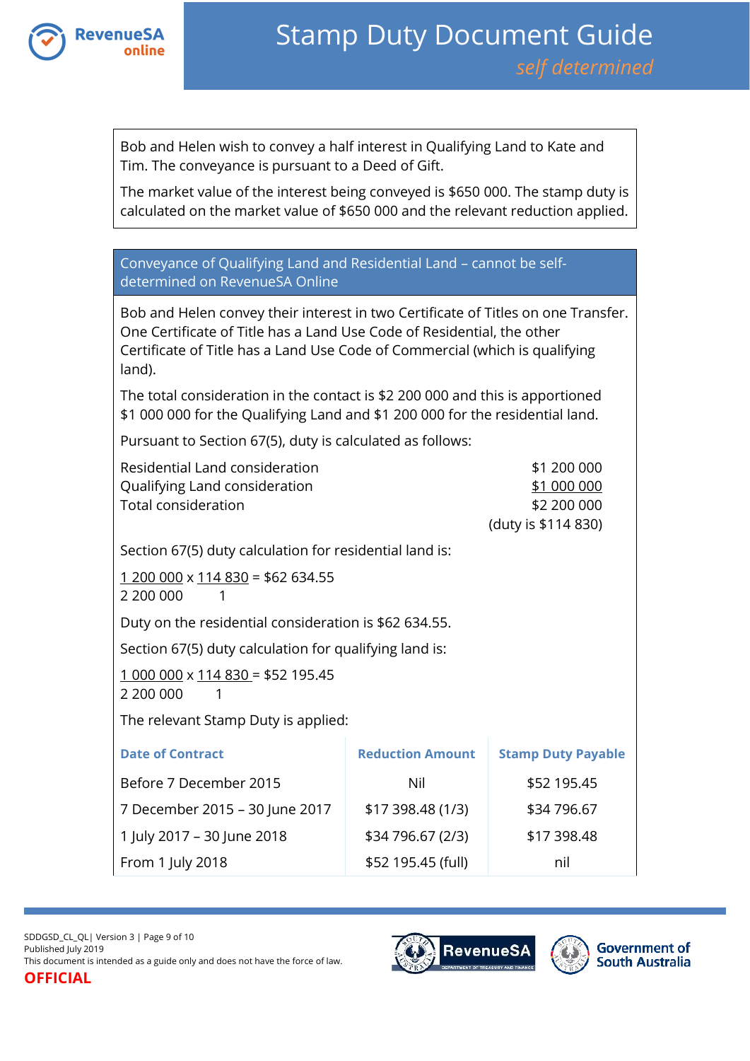Bob and Helen wish to convey a half interest in Qualifying Land to Kate and Tim. The conveyance is pursuant to a Deed of Gift.

The market value of the interest being conveyed is $650 000. The stamp duty is calculated on the market value of $650 000 and the relevant reduction applied.

### Conveyance of Qualifying Land and Residential Land – cannot be self-determined on RevenueSA Online

Bob and Helen convey their interest in two Certificate of Titles on one Transfer. One Certificate of Title has a Land Use Code of Residential, the other Certificate of Title has a Land Use Code of Commercial (which is qualifying land).

The total consideration in the contact is $2 200 000 and this is apportioned $1 000 000 for the Qualifying Land and $1 200 000 for the residential land.

Pursuant to Section 67(5), duty is calculated as follows:

| | |
|---|---|
| Residential Land consideration | $1 200 000 |
| Qualifying Land consideration | $1 000 000 |
| Total consideration | $2 200 000 |
| | (duty is $114 830) |

Section 67(5) duty calculation for residential land is:

$\frac{1\ 200\ 000}{2\ 200\ 000} \times \frac{114\ 830}{1} = \$62\ 634.55$

Duty on the residential consideration is $62 634.55.

Section 67(5) duty calculation for qualifying land is:

$\frac{1\ 000\ 000}{2\ 200\ 000} \times \frac{114\ 830}{1} = \$52\ 195.45$

The relevant Stamp Duty is applied:

| Date of Contract | Reduction Amount | Stamp Duty Payable |
|---|---|---|
| Before 7 December 2015 | Nil | $52 195.45 |
| 7 December 2015 – 30 June 2017 | $17 398.48 (1/3) | $34 796.67 |
| 1 July 2017 – 30 June 2018 | $34 796.67 (2/3) | $17 398.48 |
| From 1 July 2018 | $52 195.45 (full) | nil |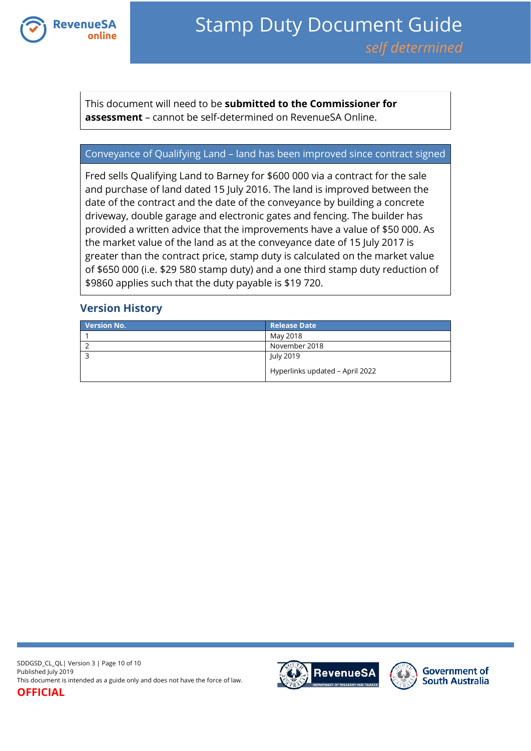This document will need to be **submitted to the Commissioner for assessment** – cannot be self-determined on RevenueSA Online.

### Conveyance of Qualifying Land – land has been improved since contract signed

Fred sells Qualifying Land to Barney for $600 000 via a contract for the sale and purchase of land dated 15 July 2016. The land is improved between the date of the contract and the date of the conveyance by building a concrete driveway, double garage and electronic gates and fencing. The builder has provided a written advice that the improvements have a value of $50 000. As the market value of the land as at the conveyance date of 15 July 2017 is greater than the contract price, stamp duty is calculated on the market value of $650 000 (i.e. $29 580 stamp duty) and a one third stamp duty reduction of $9860 applies such that the duty payable is $19 720.

## Version History

| Version No. | Release Date |
|---|---|
| 1 | May 2018 |
| 2 | November 2018 |
| 3 | July 2019<br><br>Hyperlinks updated – April 2022 |

SDDGSD_CL_QL| Version 3
Published July 2019
This document is intended as a guide only and does not have the force of law.
**OFFICIAL**